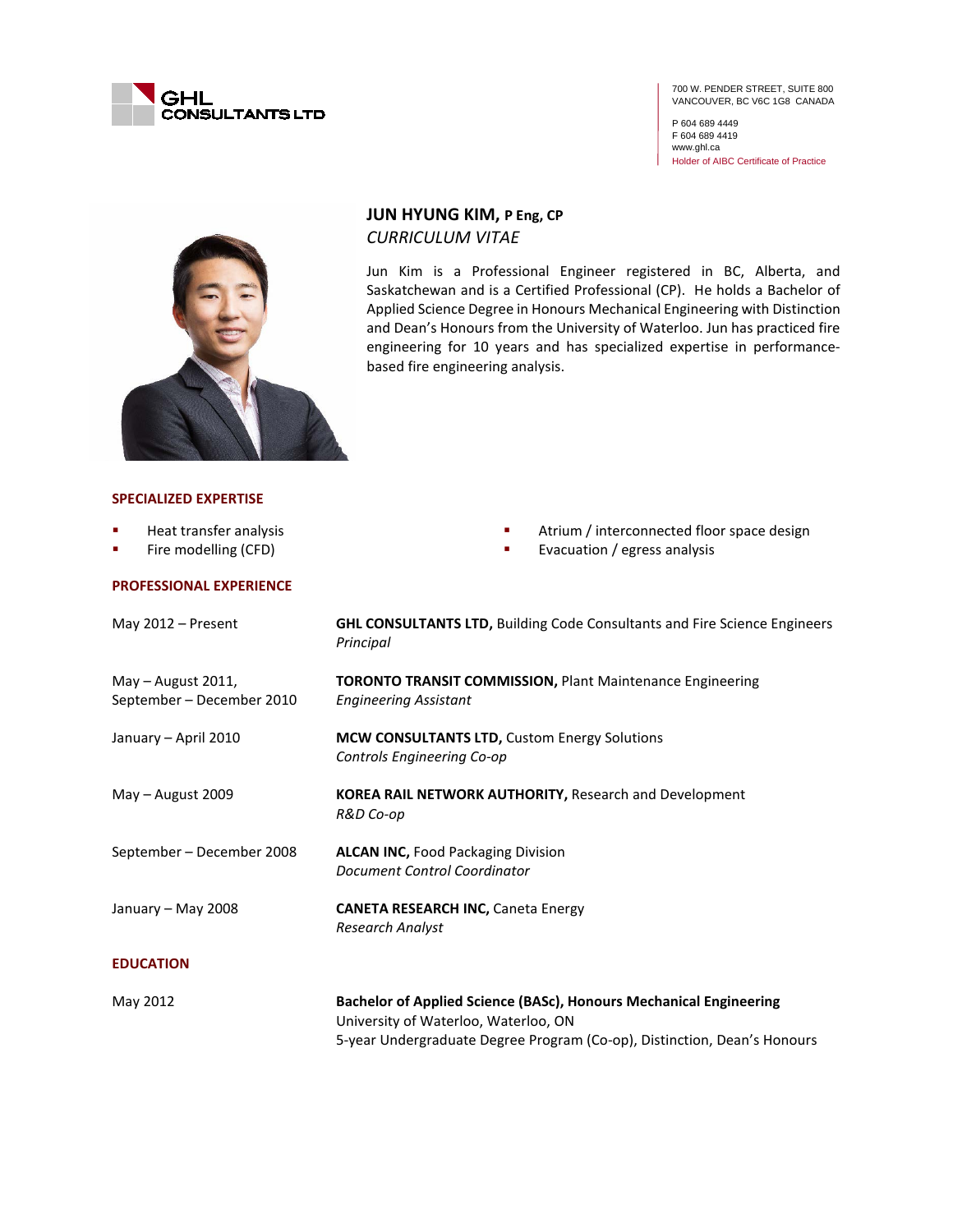GHL CONSULTANTS LTD

700 W. PENDER STREET, SUITE 800
VANCOUVER, BC V6C 1G8 CANADA

P 604 689 4449
F 604 689 4419
www.ghl.ca
Holder of AIBC Certificate of Practice

# JUN HYUNG KIM, P Eng, CP

*CURRICULUM VITAE*

Jun Kim is a Professional Engineer registered in BC, Alberta, and Saskatchewan and is a Certified Professional (CP). He holds a Bachelor of Applied Science Degree in Honours Mechanical Engineering with Distinction and Dean's Honours from the University of Waterloo. Jun has practiced fire engineering for 10 years and has specialized expertise in performance-based fire engineering analysis.

## SPECIALIZED EXPERTISE

- Heat transfer analysis
- Fire modelling (CFD)
- Atrium / interconnected floor space design
- Evacuation / egress analysis

## PROFESSIONAL EXPERIENCE

| | |
|---|---|
| May 2012 – Present | **GHL CONSULTANTS LTD,** Building Code Consultants and Fire Science Engineers<br>*Principal* |
| May – August 2011,<br>September – December 2010 | **TORONTO TRANSIT COMMISSION,** Plant Maintenance Engineering<br>*Engineering Assistant* |
| January – April 2010 | **MCW CONSULTANTS LTD,** Custom Energy Solutions<br>*Controls Engineering Co-op* |
| May – August 2009 | **KOREA RAIL NETWORK AUTHORITY,** Research and Development<br>*R&D Co-op* |
| September – December 2008 | **ALCAN INC,** Food Packaging Division<br>*Document Control Coordinator* |
| January – May 2008 | **CANETA RESEARCH INC,** Caneta Energy<br>*Research Analyst* |

## EDUCATION

| | |
|---|---|
| May 2012 | **Bachelor of Applied Science (BASc), Honours Mechanical Engineering**<br>University of Waterloo, Waterloo, ON<br>5-year Undergraduate Degree Program (Co-op), Distinction, Dean's Honours |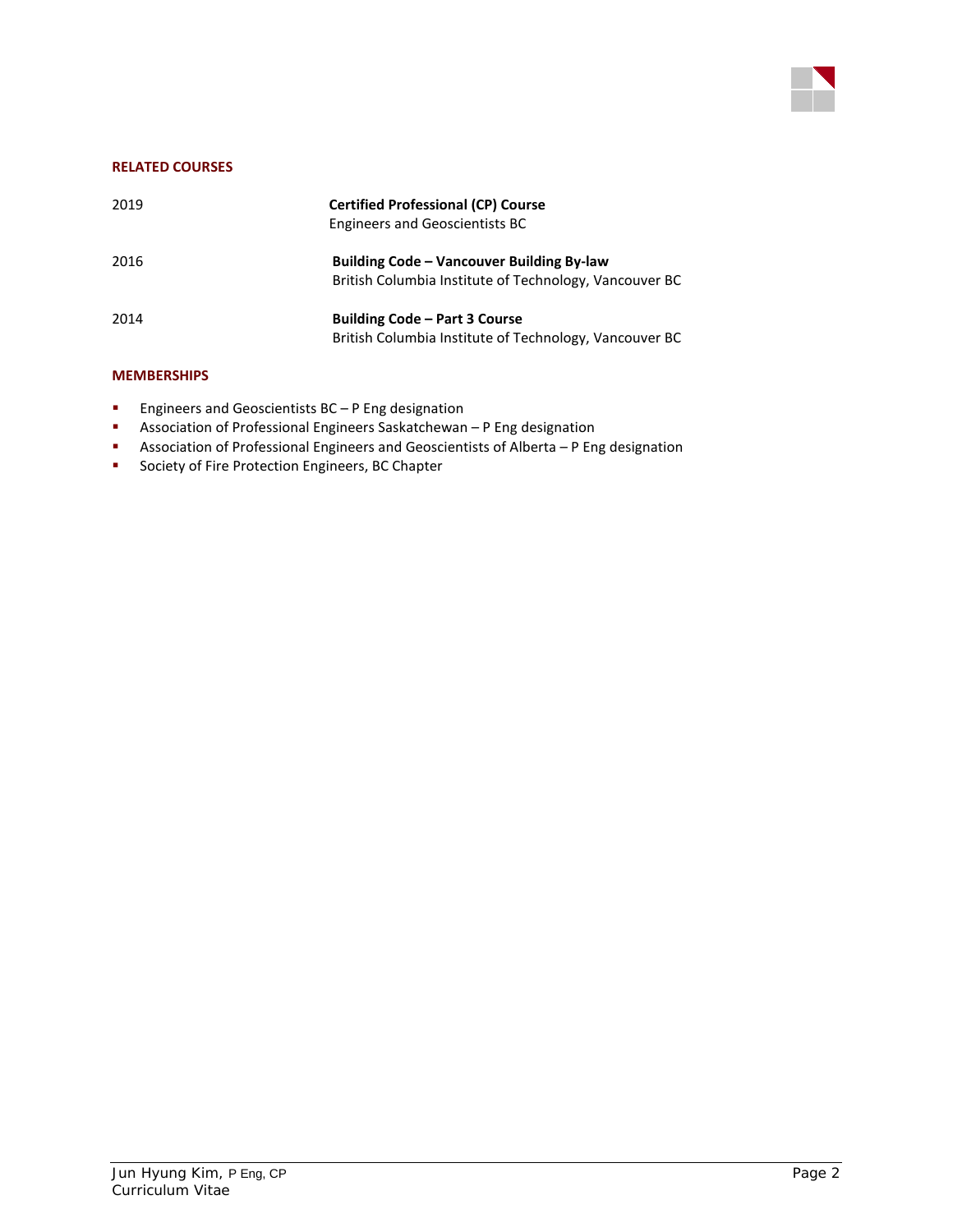## RELATED COURSES

| | |
|---|---|
| 2019 | **Certified Professional (CP) Course**<br>Engineers and Geoscientists BC |
| 2016 | **Building Code – Vancouver Building By-law**<br>British Columbia Institute of Technology, Vancouver BC |
| 2014 | **Building Code – Part 3 Course**<br>British Columbia Institute of Technology, Vancouver BC |

## MEMBERSHIPS

- Engineers and Geoscientists BC – P Eng designation
- Association of Professional Engineers Saskatchewan – P Eng designation
- Association of Professional Engineers and Geoscientists of Alberta – P Eng designation
- Society of Fire Protection Engineers, BC Chapter